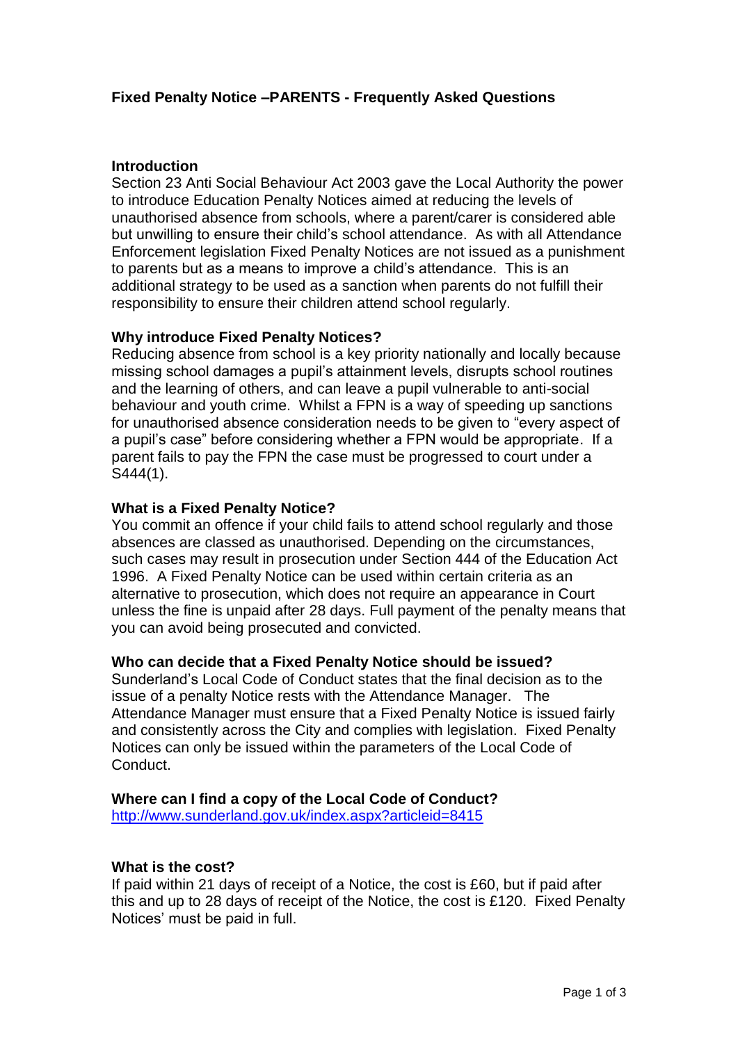# Fixed Penalty Notice –PARENTS - Frequently Asked Questions

## Introduction

Section 23 Anti Social Behaviour Act 2003 gave the Local Authority the power to introduce Education Penalty Notices aimed at reducing the levels of unauthorised absence from schools, where a parent/carer is considered able but unwilling to ensure their child's school attendance. As with all Attendance Enforcement legislation Fixed Penalty Notices are not issued as a punishment to parents but as a means to improve a child's attendance. This is an additional strategy to be used as a sanction when parents do not fulfill their responsibility to ensure their children attend school regularly.

## Why introduce Fixed Penalty Notices?

Reducing absence from school is a key priority nationally and locally because missing school damages a pupil's attainment levels, disrupts school routines and the learning of others, and can leave a pupil vulnerable to anti-social behaviour and youth crime. Whilst a FPN is a way of speeding up sanctions for unauthorised absence consideration needs to be given to "every aspect of a pupil's case" before considering whether a FPN would be appropriate. If a parent fails to pay the FPN the case must be progressed to court under a S444(1).

## What is a Fixed Penalty Notice?

You commit an offence if your child fails to attend school regularly and those absences are classed as unauthorised. Depending on the circumstances, such cases may result in prosecution under Section 444 of the Education Act 1996. A Fixed Penalty Notice can be used within certain criteria as an alternative to prosecution, which does not require an appearance in Court unless the fine is unpaid after 28 days. Full payment of the penalty means that you can avoid being prosecuted and convicted.

## Who can decide that a Fixed Penalty Notice should be issued?

Sunderland's Local Code of Conduct states that the final decision as to the issue of a penalty Notice rests with the Attendance Manager. The Attendance Manager must ensure that a Fixed Penalty Notice is issued fairly and consistently across the City and complies with legislation. Fixed Penalty Notices can only be issued within the parameters of the Local Code of Conduct.

## Where can I find a copy of the Local Code of Conduct?

http://www.sunderland.gov.uk/index.aspx?articleid=8415

## What is the cost?

If paid within 21 days of receipt of a Notice, the cost is £60, but if paid after this and up to 28 days of receipt of the Notice, the cost is £120. Fixed Penalty Notices' must be paid in full.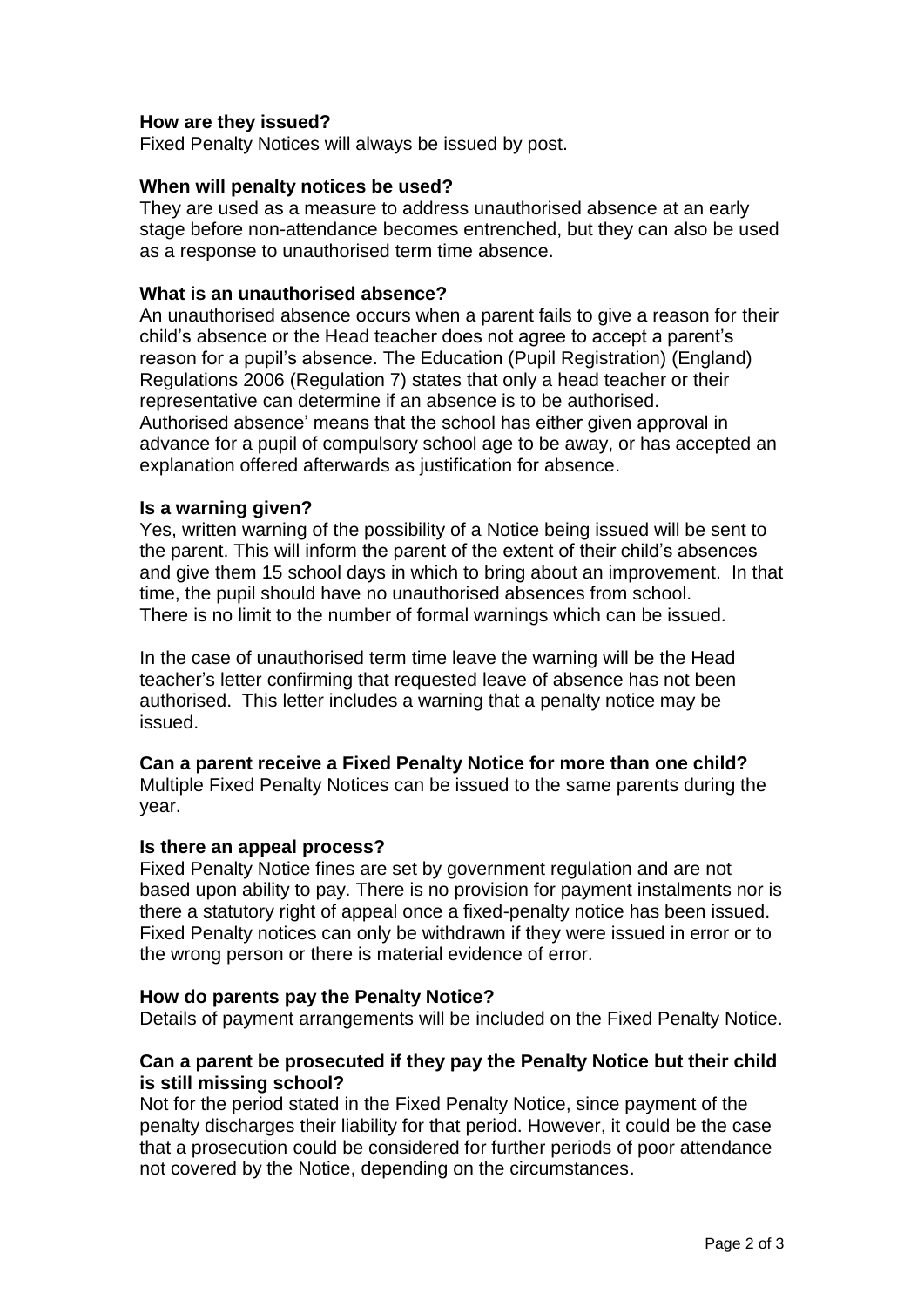**How are they issued?**
Fixed Penalty Notices will always be issued by post.

**When will penalty notices be used?**
They are used as a measure to address unauthorised absence at an early stage before non-attendance becomes entrenched, but they can also be used as a response to unauthorised term time absence.

**What is an unauthorised absence?**
An unauthorised absence occurs when a parent fails to give a reason for their child's absence or the Head teacher does not agree to accept a parent's reason for a pupil's absence. The Education (Pupil Registration) (England) Regulations 2006 (Regulation 7) states that only a head teacher or their representative can determine if an absence is to be authorised.
Authorised absence' means that the school has either given approval in advance for a pupil of compulsory school age to be away, or has accepted an explanation offered afterwards as justification for absence.

**Is a warning given?**
Yes, written warning of the possibility of a Notice being issued will be sent to the parent. This will inform the parent of the extent of their child's absences and give them 15 school days in which to bring about an improvement. In that time, the pupil should have no unauthorised absences from school.
There is no limit to the number of formal warnings which can be issued.

In the case of unauthorised term time leave the warning will be the Head teacher's letter confirming that requested leave of absence has not been authorised. This letter includes a warning that a penalty notice may be issued.

**Can a parent receive a Fixed Penalty Notice for more than one child?**
Multiple Fixed Penalty Notices can be issued to the same parents during the year.

**Is there an appeal process?**
Fixed Penalty Notice fines are set by government regulation and are not based upon ability to pay. There is no provision for payment instalments nor is there a statutory right of appeal once a fixed-penalty notice has been issued. Fixed Penalty notices can only be withdrawn if they were issued in error or to the wrong person or there is material evidence of error.

**How do parents pay the Penalty Notice?**
Details of payment arrangements will be included on the Fixed Penalty Notice.

**Can a parent be prosecuted if they pay the Penalty Notice but their child is still missing school?**
Not for the period stated in the Fixed Penalty Notice, since payment of the penalty discharges their liability for that period. However, it could be the case that a prosecution could be considered for further periods of poor attendance not covered by the Notice, depending on the circumstances.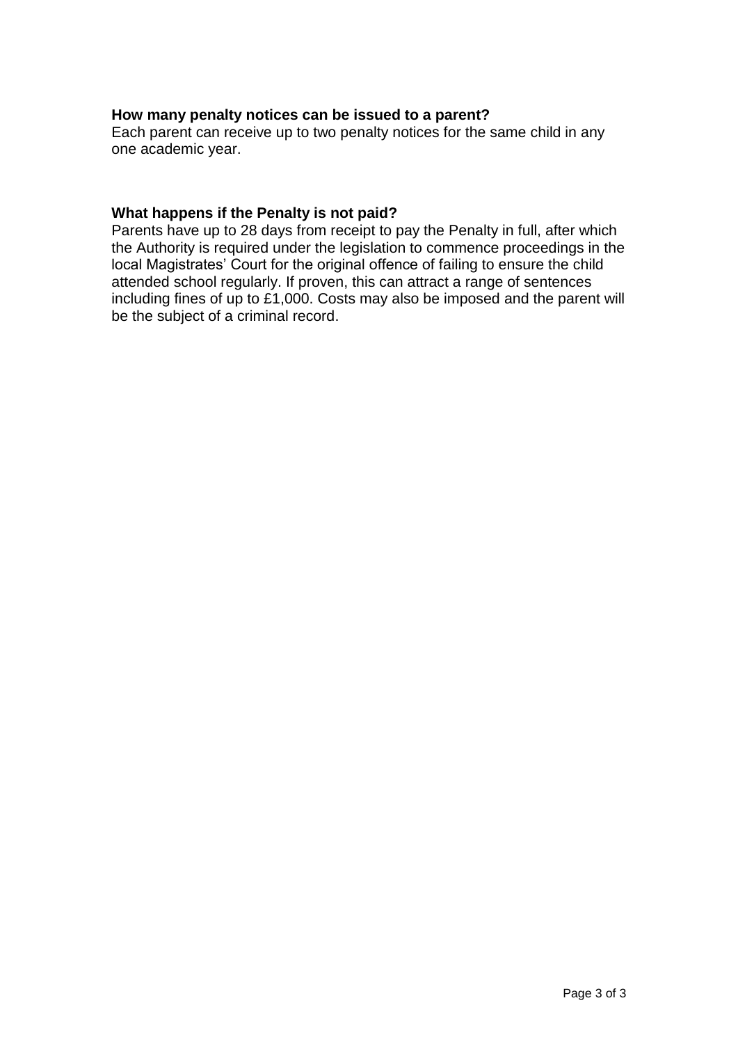**How many penalty notices can be issued to a parent?**

Each parent can receive up to two penalty notices for the same child in any one academic year.

**What happens if the Penalty is not paid?**

Parents have up to 28 days from receipt to pay the Penalty in full, after which the Authority is required under the legislation to commence proceedings in the local Magistrates' Court for the original offence of failing to ensure the child attended school regularly. If proven, this can attract a range of sentences including fines of up to £1,000. Costs may also be imposed and the parent will be the subject of a criminal record.